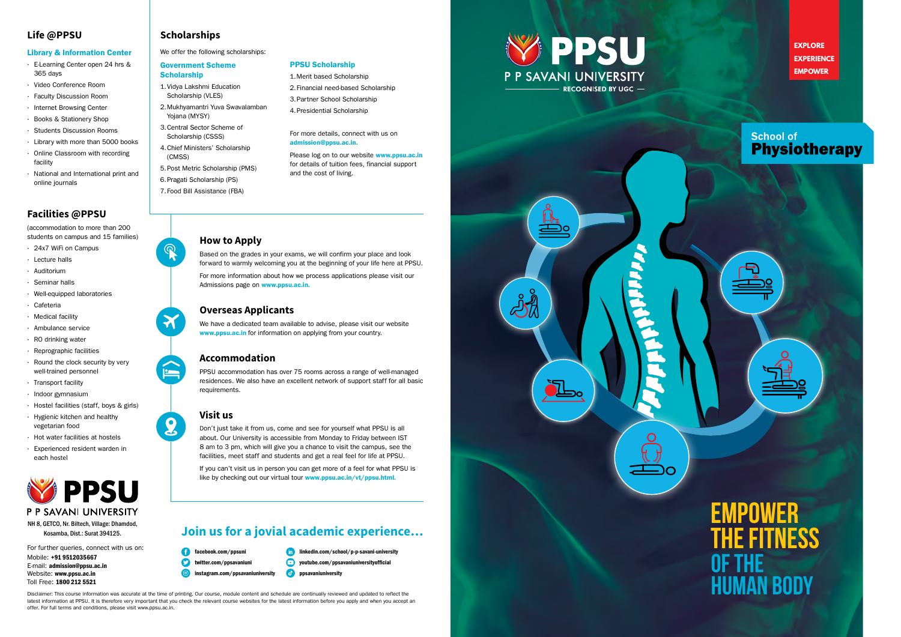## Life @PPSU

### Library & Information Center

- E-Learning Center open 24 hrs & 365 days
- Video Conference Room
- Faculty Discussion Room
- Internet Browsing Center
- Books & Stationery Shop
- Students Discussion Rooms
- Library with more than 5000 books
- Online Classroom with recording facility
- National and International print and online journals

## Facilities @PPSU

(accommodation to more than 200 students on campus and 15 families)

- 24x7 WiFi on Campus
- Lecture halls
- Auditorium
- Seminar halls
- Well-equipped laboratories
- Cafeteria
- Medical facility
- Ambulance service
- RO drinking water
- Reprographic facilities
- Round the clock security by very well-trained personnel
- Transport facility
- Indoor gymnasium
- Hostel facilities (staff, boys & girls)
- Hygienic kitchen and healthy vegetarian food
- Hot water facilities at hostels
- Experienced resident warden in each hostel

**PPSU**
P P SAVANI UNIVERSITY

NH 8, GETCO, Nr. Biltech, Village: Dhamdod, Kosamba, Dist.: Surat 394125.

For further queries, connect with us on:
Mobile: **+91 9512035667**
E-mail: **admission@ppsu.ac.in**
Website: **www.ppsu.ac.in**
Toll Free: **1800 212 5521**

## Scholarships

We offer the following scholarships:

### Government Scheme Scholarship

1. Vidya Lakshmi Education Scholarship (VLES)
2. Mukhyamantri Yuva Swavalamban Yojana (MYSY)
3. Central Sector Scheme of Scholarship (CSSS)
4. Chief Ministers' Scholarship (CMSS)
5. Post Metric Scholarship (PMS)
6. Pragati Scholarship (PS)
7. Food Bill Assistance (FBA)

### PPSU Scholarship

1. Merit based Scholarship
2. Financial need-based Scholarship
3. Partner School Scholarship
4. Presidential Scholarship

For more details, connect with us on **admission@ppsu.ac.in.**

Please log on to our website **www.ppsu.ac.in** for details of tuition fees, financial support and the cost of living.

## How to Apply

Based on the grades in your exams, we will confirm your place and look forward to warmly welcoming you at the beginning of your life here at PPSU.

For more information about how we process applications please visit our Admissions page on **www.ppsu.ac.in.**

## Overseas Applicants

We have a dedicated team available to advise, please visit our website **www.ppsu.ac.in** for information on applying from your country.

## Accommodation

PPSU accommodation has over 75 rooms across a range of well-managed residences. We also have an excellent network of support staff for all basic requirements.

## Visit us

Don't just take it from us, come and see for yourself what PPSU is all about. Our University is accessible from Monday to Friday between IST 8 am to 3 pm, which will give you a chance to visit the campus, see the facilities, meet staff and students and get a real feel for life at PPSU.

If you can't visit us in person you can get more of a feel for what PPSU is like by checking out our virtual tour **www.ppsu.ac.in/vt/ppsu.html.**

## Join us for a jovial academic experience...

- facebook.com/ppsuni
- twitter.com/ppsavaniuni
- instagram.com/ppsavaniuniversity
- linkedin.com/school/p-p-savani-university
- youtube.com/ppsavaniuniversityofficial
- ppsavaniuniversity

Disclaimer: This course information was accurate at the time of printing. Our course, module content and schedule are continually reviewed and updated to reflect the latest information at PPSU. It is therefore very important that you check the relevant course websites for the latest information before you apply and when you accept an offer. For full terms and conditions, please visit www.ppsu.ac.in.

# PPSU

P P SAVANI UNIVERSITY
RECOGNISED BY UGC

**EXPLORE**
**EXPERIENCE**
**EMPOWER**

School of
# Physiotherapy

# EMPOWER THE FITNESS OF THE HUMAN BODY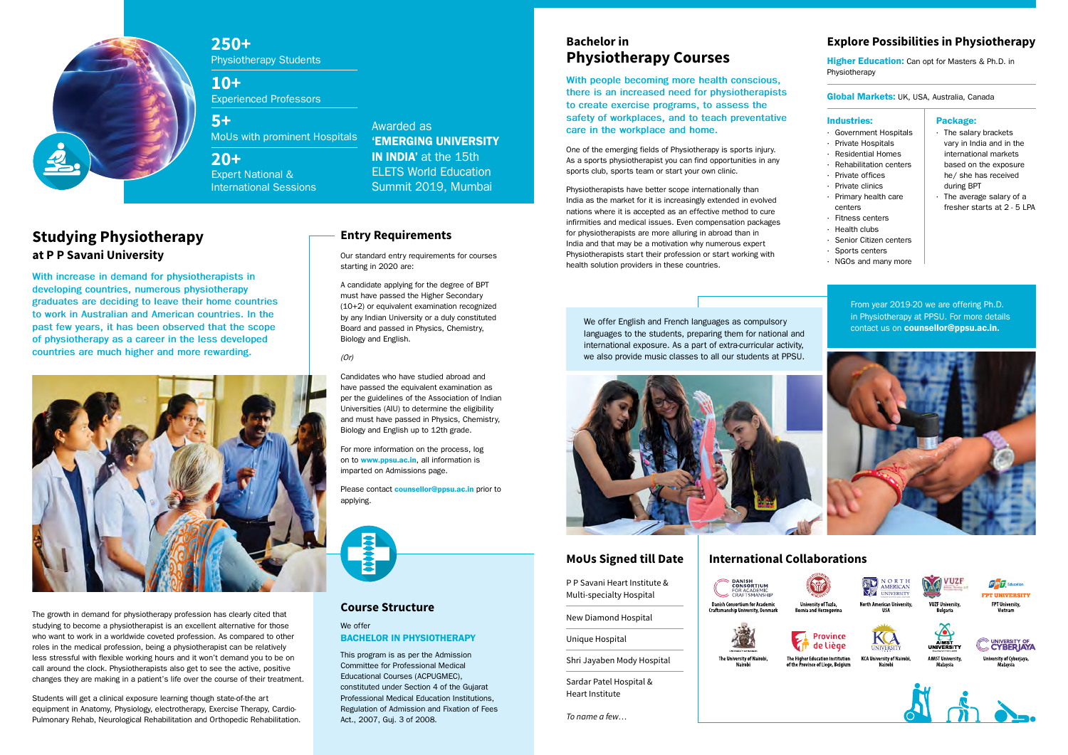**250+**
Physiotherapy Students

**10+**
Experienced Professors

**5+**
MoUs with prominent Hospitals

**20+**
Expert National & International Sessions

Awarded as **'EMERGING UNIVERSITY IN INDIA'** at the 15th ELETS World Education Summit 2019, Mumbai

## Studying Physiotherapy
### at P P Savani University

**With increase in demand for physiotherapists in developing countries, numerous physiotherapy graduates are deciding to leave their home countries to work in Australian and American countries. In the past few years, it has been observed that the scope of physiotherapy as a career in the less developed countries are much higher and more rewarding.**

The growth in demand for physiotherapy profession has clearly cited that studying to become a physiotherapist is an excellent alternative for those who want to work in a worldwide coveted profession. As compared to other roles in the medical profession, being a physiotherapist can be relatively less stressful with flexible working hours and it won't demand you to be on call around the clock. Physiotherapists also get to see the active, positive changes they are making in a patient's life over the course of their treatment.

Students will get a clinical exposure learning though state-of-the art equipment in Anatomy, Physiology, electrotherapy, Exercise Therapy, Cardio-Pulmonary Rehab, Neurological Rehabilitation and Orthopedic Rehabilitation.

## Entry Requirements

Our standard entry requirements for courses starting in 2020 are:

A candidate applying for the degree of BPT must have passed the Higher Secondary (10+2) or equivalent examination recognized by any Indian University or a duly constituted Board and passed in Physics, Chemistry, Biology and English.

*(Or)*

Candidates who have studied abroad and have passed the equivalent examination as per the guidelines of the Association of Indian Universities (AIU) to determine the eligibility and must have passed in Physics, Chemistry, Biology and English up to 12th grade.

For more information on the process, log on to **www.ppsu.ac.in**, all information is imparted on Admissions page.

Please contact **counsellor@ppsu.ac.in** prior to applying.

## Course Structure

We offer
**BACHELOR IN PHYSIOTHERAPY**

This program is as per the Admission Committee for Professional Medical Educational Courses (ACPUGMEC), constituted under Section 4 of the Gujarat Professional Medical Education Institutions, Regulation of Admission and Fixation of Fees Act., 2007, Guj. 3 of 2008.

## Bachelor in Physiotherapy Courses

**With people becoming more health conscious, there is an increased need for physiotherapists to create exercise programs, to assess the safety of workplaces, and to teach preventative care in the workplace and home.**

One of the emerging fields of Physiotherapy is sports injury. As a sports physiotherapist you can find opportunities in any sports club, sports team or start your own clinic.

Physiotherapists have better scope internationally than India as the market for it is increasingly extended in evolved nations where it is accepted as an effective method to cure infirmities and medical issues. Even compensation packages for physiotherapists are more alluring in abroad than in India and that may be a motivation why numerous expert Physiotherapists start their profession or start working with health solution providers in these countries.

We offer English and French languages as compulsory languages to the students, preparing them for national and international exposure. As a part of extra-curricular activity, we also provide music classes to all our students at PPSU.

## Explore Possibilities in Physiotherapy

**Higher Education:** Can opt for Masters & Ph.D. in Physiotherapy

**Global Markets:** UK, USA, Australia, Canada

**Industries:**
- Government Hospitals
- Private Hospitals
- Residential Homes
- Rehabilitation centers
- Private offices
- Private clinics
- Primary health care centers
- Fitness centers
- Health clubs
- Senior Citizen centers
- Sports centers
- NGOs and many more

**Package:**
- The salary brackets vary in India and in the international markets based on the exposure he/ she has received during BPT
- The average salary of a fresher starts at 2 - 5 LPA

From year 2019-20 we are offering Ph.D. in Physiotherapy at PPSU. For more details contact us on **counsellor@ppsu.ac.in.**

## MoUs Signed till Date

- P P Savani Heart Institute & Multi-specialty Hospital
- New Diamond Hospital
- Unique Hospital
- Shri Jayaben Mody Hospital
- Sardar Patel Hospital & Heart Institute

*To name a few…*

## International Collaborations

- Danish Consortium for Academic Craftsmanship University, Denmark
- University of Tuzla, Bosnia and Herzegovina
- North American University, USA
- VUZF University, Bulgaria
- FPT University, Vietnam
- The University of Nairobi, Nairobi
- The Higher Education Institution of the Province of Liège, Belgium
- KCA University of Nairobi, Nairobi
- AIMST University, Malaysia
- University of Cyberjaya, Malaysia